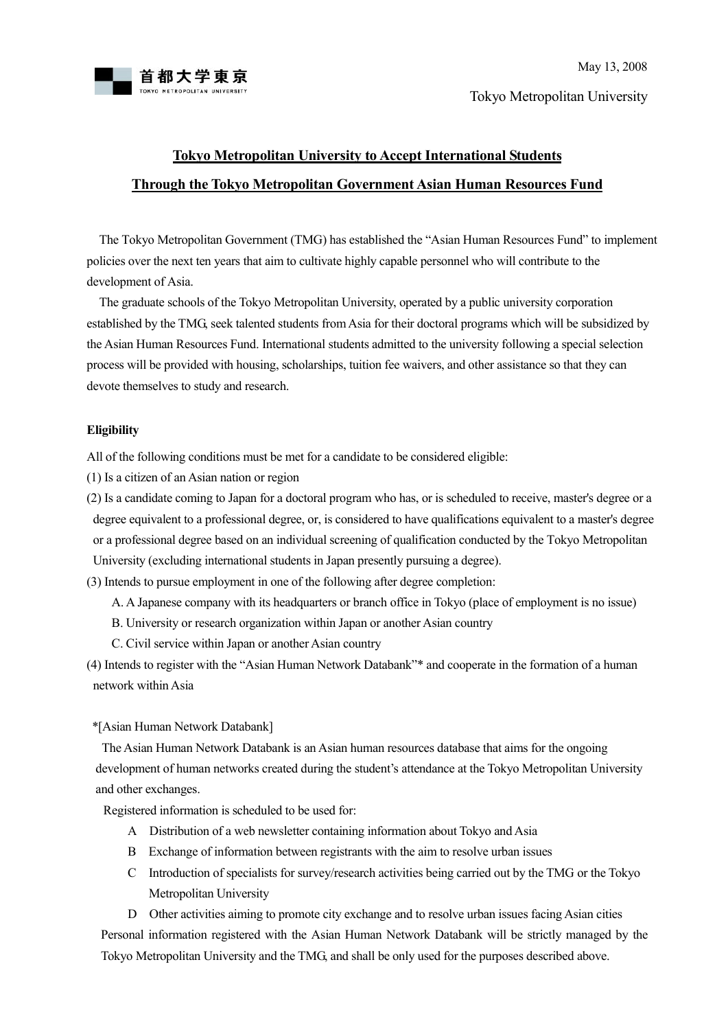首都大学東京
TOKYO METROPOLITAN UNIVERSITY

May 13, 2008

Tokyo Metropolitan University

# Tokyo Metropolitan University to Accept International Students Through the Tokyo Metropolitan Government Asian Human Resources Fund

The Tokyo Metropolitan Government (TMG) has established the "Asian Human Resources Fund" to implement policies over the next ten years that aim to cultivate highly capable personnel who will contribute to the development of Asia.

The graduate schools of the Tokyo Metropolitan University, operated by a public university corporation established by the TMG, seek talented students from Asia for their doctoral programs which will be subsidized by the Asian Human Resources Fund. International students admitted to the university following a special selection process will be provided with housing, scholarships, tuition fee waivers, and other assistance so that they can devote themselves to study and research.

**Eligibility**

All of the following conditions must be met for a candidate to be considered eligible:

(1) Is a citizen of an Asian nation or region

(2) Is a candidate coming to Japan for a doctoral program who has, or is scheduled to receive, master's degree or a degree equivalent to a professional degree, or, is considered to have qualifications equivalent to a master's degree or a professional degree based on an individual screening of qualification conducted by the Tokyo Metropolitan University (excluding international students in Japan presently pursuing a degree).

(3) Intends to pursue employment in one of the following after degree completion:

A. A Japanese company with its headquarters or branch office in Tokyo (place of employment is no issue)

B. University or research organization within Japan or another Asian country

C. Civil service within Japan or another Asian country

(4) Intends to register with the "Asian Human Network Databank"* and cooperate in the formation of a human network within Asia

*[Asian Human Network Databank]

The Asian Human Network Databank is an Asian human resources database that aims for the ongoing development of human networks created during the student's attendance at the Tokyo Metropolitan University and other exchanges.

Registered information is scheduled to be used for:

A Distribution of a web newsletter containing information about Tokyo and Asia

B Exchange of information between registrants with the aim to resolve urban issues

C Introduction of specialists for survey/research activities being carried out by the TMG or the Tokyo Metropolitan University

D Other activities aiming to promote city exchange and to resolve urban issues facing Asian cities

Personal information registered with the Asian Human Network Databank will be strictly managed by the Tokyo Metropolitan University and the TMG, and shall be only used for the purposes described above.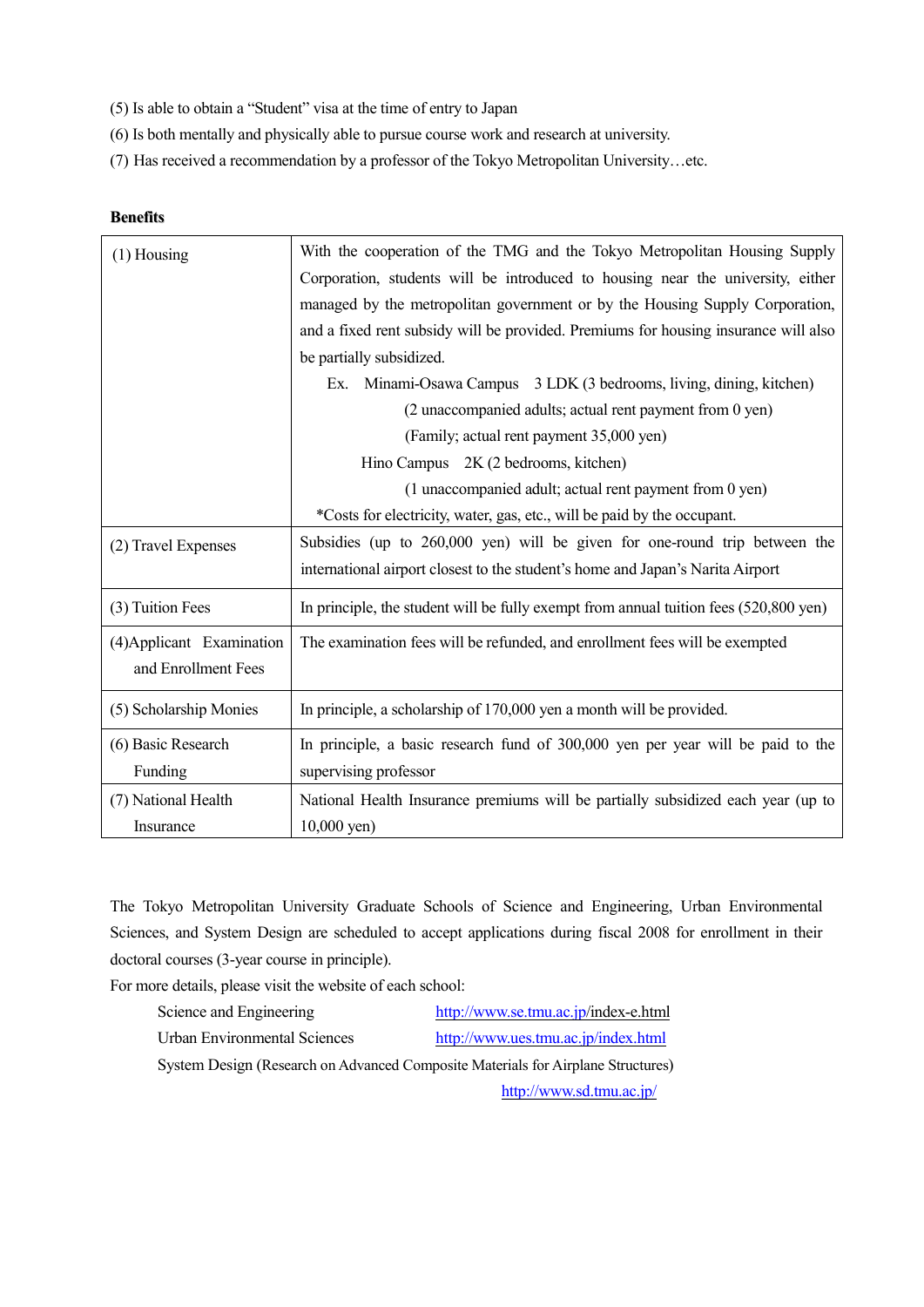(5) Is able to obtain a "Student" visa at the time of entry to Japan

(6) Is both mentally and physically able to pursue course work and research at university.

(7) Has received a recommendation by a professor of the Tokyo Metropolitan University…etc.

**Benefits**

| | |
|---|---|
| (1) Housing | With the cooperation of the TMG and the Tokyo Metropolitan Housing Supply Corporation, students will be introduced to housing near the university, either managed by the metropolitan government or by the Housing Supply Corporation, and a fixed rent subsidy will be provided. Premiums for housing insurance will also be partially subsidized.<br>Ex. Minami-Osawa Campus 3 LDK (3 bedrooms, living, dining, kitchen)<br>(2 unaccompanied adults; actual rent payment from 0 yen)<br>(Family; actual rent payment 35,000 yen)<br>Hino Campus 2K (2 bedrooms, kitchen)<br>(1 unaccompanied adult; actual rent payment from 0 yen)<br>*Costs for electricity, water, gas, etc., will be paid by the occupant. |
| (2) Travel Expenses | Subsidies (up to 260,000 yen) will be given for one-round trip between the international airport closest to the student's home and Japan's Narita Airport |
| (3) Tuition Fees | In principle, the student will be fully exempt from annual tuition fees (520,800 yen) |
| (4)Applicant Examination and Enrollment Fees | The examination fees will be refunded, and enrollment fees will be exempted |
| (5) Scholarship Monies | In principle, a scholarship of 170,000 yen a month will be provided. |
| (6) Basic Research Funding | In principle, a basic research fund of 300,000 yen per year will be paid to the supervising professor |
| (7) National Health Insurance | National Health Insurance premiums will be partially subsidized each year (up to 10,000 yen) |

The Tokyo Metropolitan University Graduate Schools of Science and Engineering, Urban Environmental Sciences, and System Design are scheduled to accept applications during fiscal 2008 for enrollment in their doctoral courses (3-year course in principle).

For more details, please visit the website of each school:

Science and Engineering http://www.se.tmu.ac.jp/index-e.html

Urban Environmental Sciences http://www.ues.tmu.ac.jp/index.html

System Design (Research on Advanced Composite Materials for Airplane Structures) http://www.sd.tmu.ac.jp/